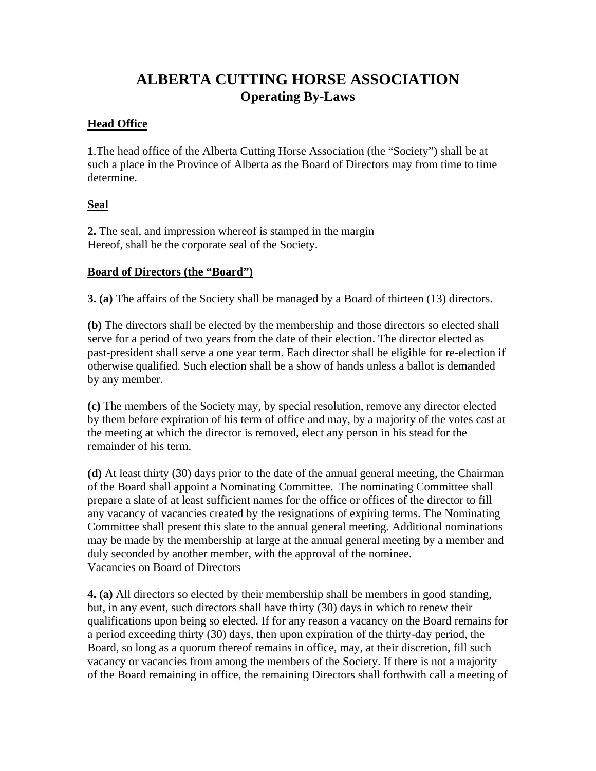# ALBERTA CUTTING HORSE ASSOCIATION
## Operating By-Laws

**Head Office**

**1**.The head office of the Alberta Cutting Horse Association (the "Society") shall be at such a place in the Province of Alberta as the Board of Directors may from time to time determine.

**Seal**

**2.** The seal, and impression whereof is stamped in the margin Hereof, shall be the corporate seal of the Society.

**Board of Directors (the "Board")**

**3. (a)** The affairs of the Society shall be managed by a Board of thirteen (13) directors.

**(b)** The directors shall be elected by the membership and those directors so elected shall serve for a period of two years from the date of their election. The director elected as past-president shall serve a one year term. Each director shall be eligible for re-election if otherwise qualified. Such election shall be a show of hands unless a ballot is demanded by any member.

**(c)** The members of the Society may, by special resolution, remove any director elected by them before expiration of his term of office and may, by a majority of the votes cast at the meeting at which the director is removed, elect any person in his stead for the remainder of his term.

**(d)** At least thirty (30) days prior to the date of the annual general meeting, the Chairman of the Board shall appoint a Nominating Committee. The nominating Committee shall prepare a slate of at least sufficient names for the office or offices of the director to fill any vacancy of vacancies created by the resignations of expiring terms. The Nominating Committee shall present this slate to the annual general meeting. Additional nominations may be made by the membership at large at the annual general meeting by a member and duly seconded by another member, with the approval of the nominee.
Vacancies on Board of Directors

**4. (a)** All directors so elected by their membership shall be members in good standing, but, in any event, such directors shall have thirty (30) days in which to renew their qualifications upon being so elected. If for any reason a vacancy on the Board remains for a period exceeding thirty (30) days, then upon expiration of the thirty-day period, the Board, so long as a quorum thereof remains in office, may, at their discretion, fill such vacancy or vacancies from among the members of the Society. If there is not a majority of the Board remaining in office, the remaining Directors shall forthwith call a meeting of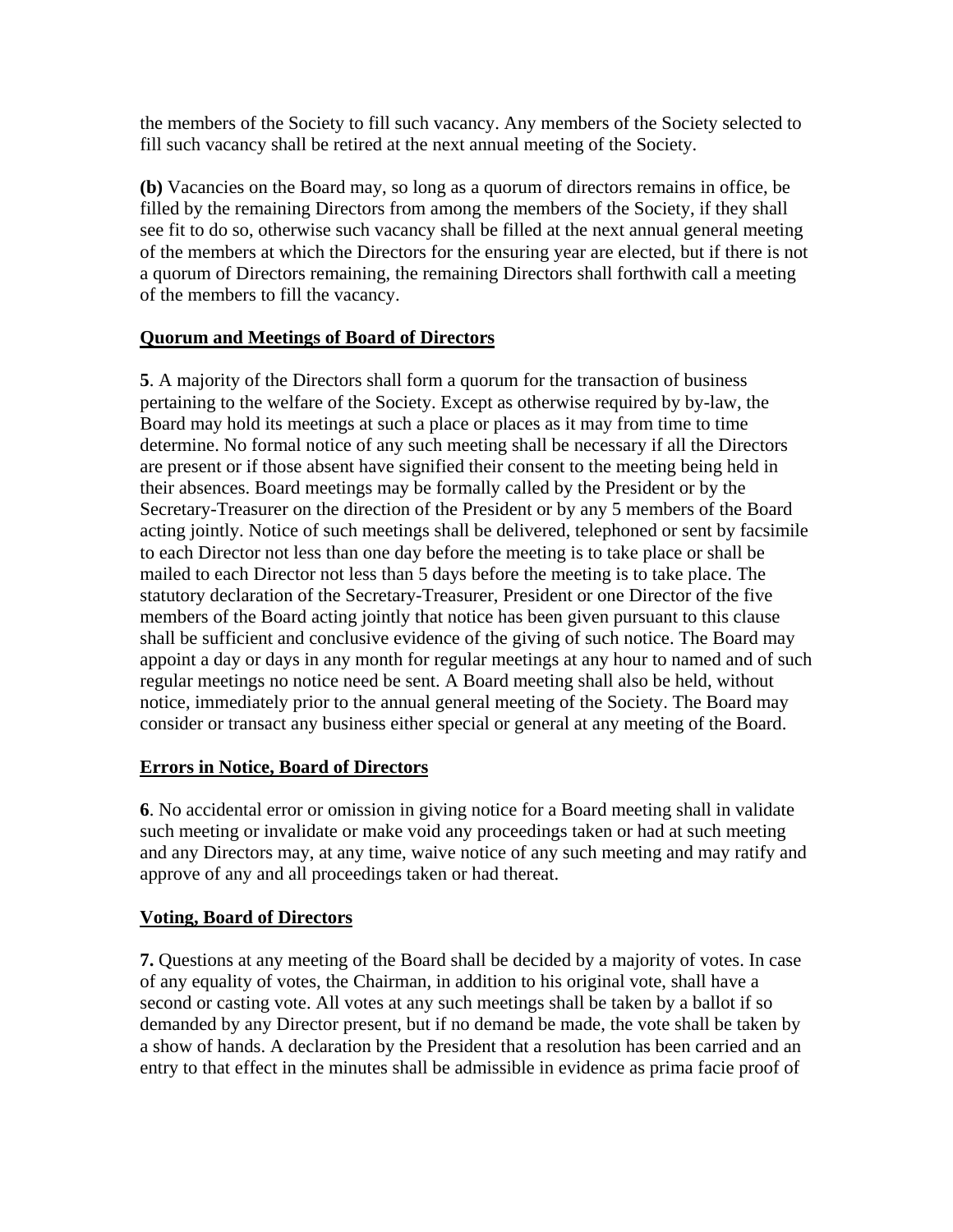the members of the Society to fill such vacancy. Any members of the Society selected to fill such vacancy shall be retired at the next annual meeting of the Society.

**(b)** Vacancies on the Board may, so long as a quorum of directors remains in office, be filled by the remaining Directors from among the members of the Society, if they shall see fit to do so, otherwise such vacancy shall be filled at the next annual general meeting of the members at which the Directors for the ensuring year are elected, but if there is not a quorum of Directors remaining, the remaining Directors shall forthwith call a meeting of the members to fill the vacancy.

**Quorum and Meetings of Board of Directors**

**5**. A majority of the Directors shall form a quorum for the transaction of business pertaining to the welfare of the Society. Except as otherwise required by by-law, the Board may hold its meetings at such a place or places as it may from time to time determine. No formal notice of any such meeting shall be necessary if all the Directors are present or if those absent have signified their consent to the meeting being held in their absences. Board meetings may be formally called by the President or by the Secretary-Treasurer on the direction of the President or by any 5 members of the Board acting jointly. Notice of such meetings shall be delivered, telephoned or sent by facsimile to each Director not less than one day before the meeting is to take place or shall be mailed to each Director not less than 5 days before the meeting is to take place. The statutory declaration of the Secretary-Treasurer, President or one Director of the five members of the Board acting jointly that notice has been given pursuant to this clause shall be sufficient and conclusive evidence of the giving of such notice. The Board may appoint a day or days in any month for regular meetings at any hour to named and of such regular meetings no notice need be sent. A Board meeting shall also be held, without notice, immediately prior to the annual general meeting of the Society. The Board may consider or transact any business either special or general at any meeting of the Board.

**Errors in Notice, Board of Directors**

**6**. No accidental error or omission in giving notice for a Board meeting shall in validate such meeting or invalidate or make void any proceedings taken or had at such meeting and any Directors may, at any time, waive notice of any such meeting and may ratify and approve of any and all proceedings taken or had thereat.

**Voting, Board of Directors**

**7.** Questions at any meeting of the Board shall be decided by a majority of votes. In case of any equality of votes, the Chairman, in addition to his original vote, shall have a second or casting vote. All votes at any such meetings shall be taken by a ballot if so demanded by any Director present, but if no demand be made, the vote shall be taken by a show of hands. A declaration by the President that a resolution has been carried and an entry to that effect in the minutes shall be admissible in evidence as prima facie proof of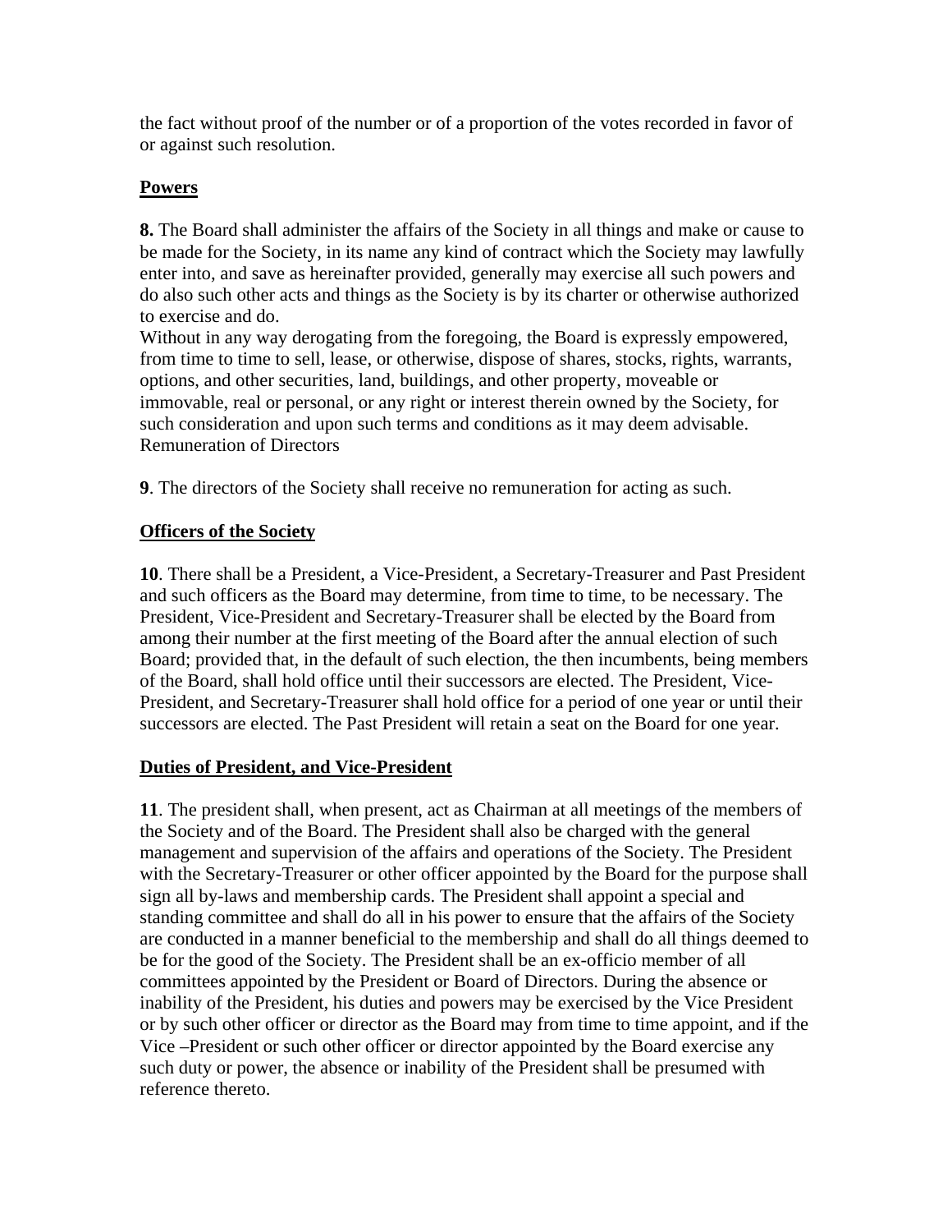the fact without proof of the number or of a proportion of the votes recorded in favor of or against such resolution.

**Powers**

**8.** The Board shall administer the affairs of the Society in all things and make or cause to be made for the Society, in its name any kind of contract which the Society may lawfully enter into, and save as hereinafter provided, generally may exercise all such powers and do also such other acts and things as the Society is by its charter or otherwise authorized to exercise and do.
Without in any way derogating from the foregoing, the Board is expressly empowered, from time to time to sell, lease, or otherwise, dispose of shares, stocks, rights, warrants, options, and other securities, land, buildings, and other property, moveable or immovable, real or personal, or any right or interest therein owned by the Society, for such consideration and upon such terms and conditions as it may deem advisable.
Remuneration of Directors

**9**. The directors of the Society shall receive no remuneration for acting as such.

**Officers of the Society**

**10**. There shall be a President, a Vice-President, a Secretary-Treasurer and Past President and such officers as the Board may determine, from time to time, to be necessary. The President, Vice-President and Secretary-Treasurer shall be elected by the Board from among their number at the first meeting of the Board after the annual election of such Board; provided that, in the default of such election, the then incumbents, being members of the Board, shall hold office until their successors are elected. The President, Vice-President, and Secretary-Treasurer shall hold office for a period of one year or until their successors are elected. The Past President will retain a seat on the Board for one year.

**Duties of President, and Vice-President**

**11**. The president shall, when present, act as Chairman at all meetings of the members of the Society and of the Board. The President shall also be charged with the general management and supervision of the affairs and operations of the Society. The President with the Secretary-Treasurer or other officer appointed by the Board for the purpose shall sign all by-laws and membership cards. The President shall appoint a special and standing committee and shall do all in his power to ensure that the affairs of the Society are conducted in a manner beneficial to the membership and shall do all things deemed to be for the good of the Society. The President shall be an ex-officio member of all committees appointed by the President or Board of Directors. During the absence or inability of the President, his duties and powers may be exercised by the Vice President or by such other officer or director as the Board may from time to time appoint, and if the Vice –President or such other officer or director appointed by the Board exercise any such duty or power, the absence or inability of the President shall be presumed with reference thereto.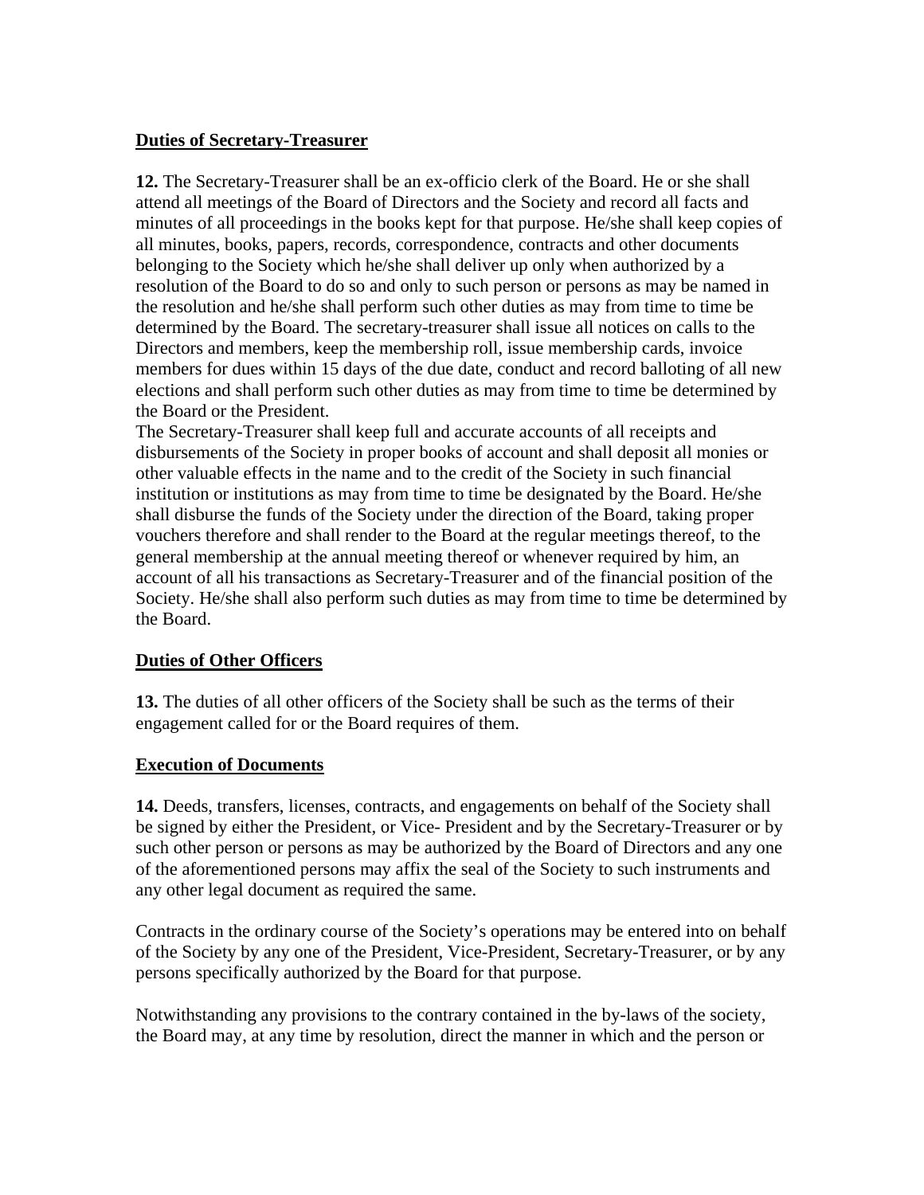**Duties of Secretary-Treasurer**

**12.** The Secretary-Treasurer shall be an ex-officio clerk of the Board. He or she shall attend all meetings of the Board of Directors and the Society and record all facts and minutes of all proceedings in the books kept for that purpose. He/she shall keep copies of all minutes, books, papers, records, correspondence, contracts and other documents belonging to the Society which he/she shall deliver up only when authorized by a resolution of the Board to do so and only to such person or persons as may be named in the resolution and he/she shall perform such other duties as may from time to time be determined by the Board. The secretary-treasurer shall issue all notices on calls to the Directors and members, keep the membership roll, issue membership cards, invoice members for dues within 15 days of the due date, conduct and record balloting of all new elections and shall perform such other duties as may from time to time be determined by the Board or the President.
The Secretary-Treasurer shall keep full and accurate accounts of all receipts and disbursements of the Society in proper books of account and shall deposit all monies or other valuable effects in the name and to the credit of the Society in such financial institution or institutions as may from time to time be designated by the Board. He/she shall disburse the funds of the Society under the direction of the Board, taking proper vouchers therefore and shall render to the Board at the regular meetings thereof, to the general membership at the annual meeting thereof or whenever required by him, an account of all his transactions as Secretary-Treasurer and of the financial position of the Society. He/she shall also perform such duties as may from time to time be determined by the Board.

**Duties of Other Officers**

**13.** The duties of all other officers of the Society shall be such as the terms of their engagement called for or the Board requires of them.

**Execution of Documents**

**14.** Deeds, transfers, licenses, contracts, and engagements on behalf of the Society shall be signed by either the President, or Vice- President and by the Secretary-Treasurer or by such other person or persons as may be authorized by the Board of Directors and any one of the aforementioned persons may affix the seal of the Society to such instruments and any other legal document as required the same.

Contracts in the ordinary course of the Society's operations may be entered into on behalf of the Society by any one of the President, Vice-President, Secretary-Treasurer, or by any persons specifically authorized by the Board for that purpose.

Notwithstanding any provisions to the contrary contained in the by-laws of the society, the Board may, at any time by resolution, direct the manner in which and the person or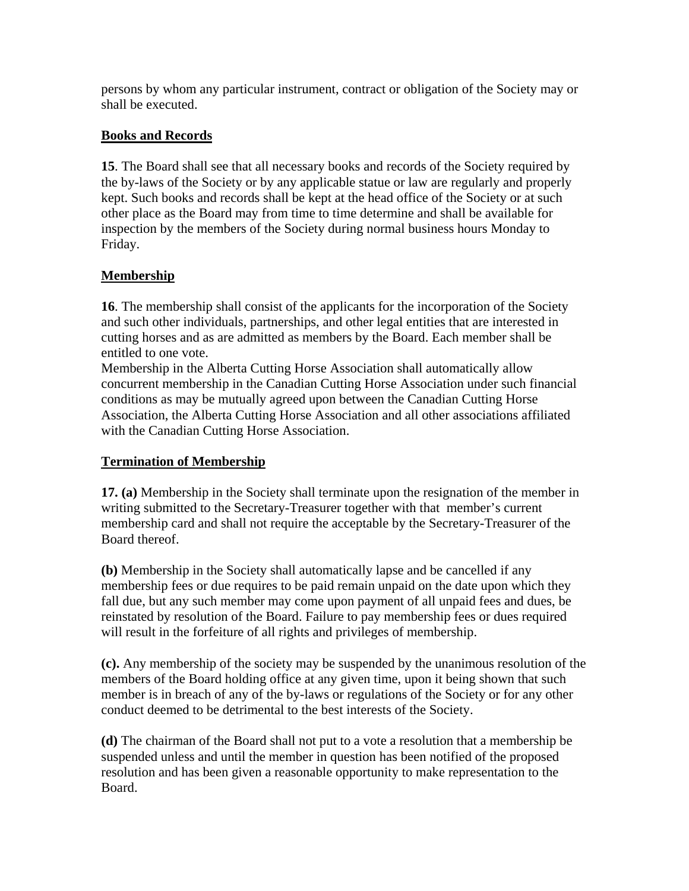persons by whom any particular instrument, contract or obligation of the Society may or shall be executed.

**Books and Records**

**15**. The Board shall see that all necessary books and records of the Society required by the by-laws of the Society or by any applicable statue or law are regularly and properly kept. Such books and records shall be kept at the head office of the Society or at such other place as the Board may from time to time determine and shall be available for inspection by the members of the Society during normal business hours Monday to Friday.

**Membership**

**16**. The membership shall consist of the applicants for the incorporation of the Society and such other individuals, partnerships, and other legal entities that are interested in cutting horses and as are admitted as members by the Board. Each member shall be entitled to one vote.
Membership in the Alberta Cutting Horse Association shall automatically allow concurrent membership in the Canadian Cutting Horse Association under such financial conditions as may be mutually agreed upon between the Canadian Cutting Horse Association, the Alberta Cutting Horse Association and all other associations affiliated with the Canadian Cutting Horse Association.

**Termination of Membership**

**17. (a)** Membership in the Society shall terminate upon the resignation of the member in writing submitted to the Secretary-Treasurer together with that member's current membership card and shall not require the acceptable by the Secretary-Treasurer of the Board thereof.

**(b)** Membership in the Society shall automatically lapse and be cancelled if any membership fees or due requires to be paid remain unpaid on the date upon which they fall due, but any such member may come upon payment of all unpaid fees and dues, be reinstated by resolution of the Board. Failure to pay membership fees or dues required will result in the forfeiture of all rights and privileges of membership.

**(c).** Any membership of the society may be suspended by the unanimous resolution of the members of the Board holding office at any given time, upon it being shown that such member is in breach of any of the by-laws or regulations of the Society or for any other conduct deemed to be detrimental to the best interests of the Society.

**(d)** The chairman of the Board shall not put to a vote a resolution that a membership be suspended unless and until the member in question has been notified of the proposed resolution and has been given a reasonable opportunity to make representation to the Board.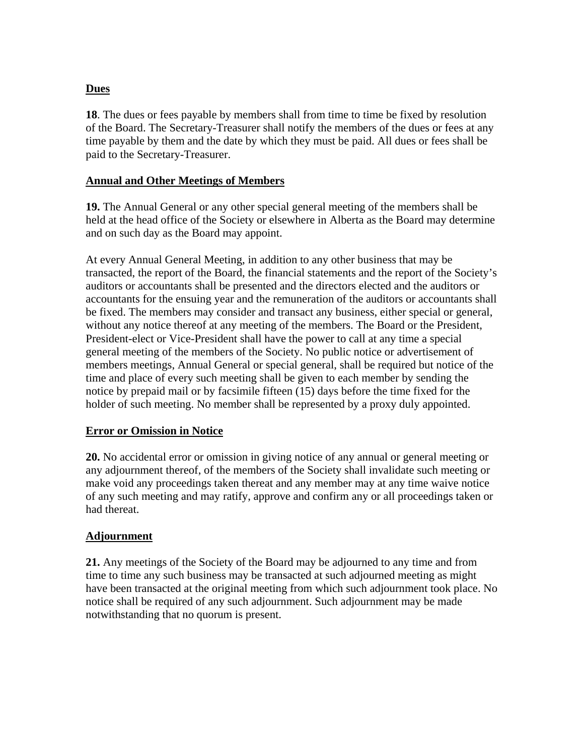**Dues**

**18**. The dues or fees payable by members shall from time to time be fixed by resolution of the Board. The Secretary-Treasurer shall notify the members of the dues or fees at any time payable by them and the date by which they must be paid. All dues or fees shall be paid to the Secretary-Treasurer.

**Annual and Other Meetings of Members**

**19.** The Annual General or any other special general meeting of the members shall be held at the head office of the Society or elsewhere in Alberta as the Board may determine and on such day as the Board may appoint.

At every Annual General Meeting, in addition to any other business that may be transacted, the report of the Board, the financial statements and the report of the Society's auditors or accountants shall be presented and the directors elected and the auditors or accountants for the ensuing year and the remuneration of the auditors or accountants shall be fixed. The members may consider and transact any business, either special or general, without any notice thereof at any meeting of the members. The Board or the President, President-elect or Vice-President shall have the power to call at any time a special general meeting of the members of the Society. No public notice or advertisement of members meetings, Annual General or special general, shall be required but notice of the time and place of every such meeting shall be given to each member by sending the notice by prepaid mail or by facsimile fifteen (15) days before the time fixed for the holder of such meeting. No member shall be represented by a proxy duly appointed.

**Error or Omission in Notice**

**20.** No accidental error or omission in giving notice of any annual or general meeting or any adjournment thereof, of the members of the Society shall invalidate such meeting or make void any proceedings taken thereat and any member may at any time waive notice of any such meeting and may ratify, approve and confirm any or all proceedings taken or had thereat.

**Adjournment**

**21.** Any meetings of the Society of the Board may be adjourned to any time and from time to time any such business may be transacted at such adjourned meeting as might have been transacted at the original meeting from which such adjournment took place. No notice shall be required of any such adjournment. Such adjournment may be made notwithstanding that no quorum is present.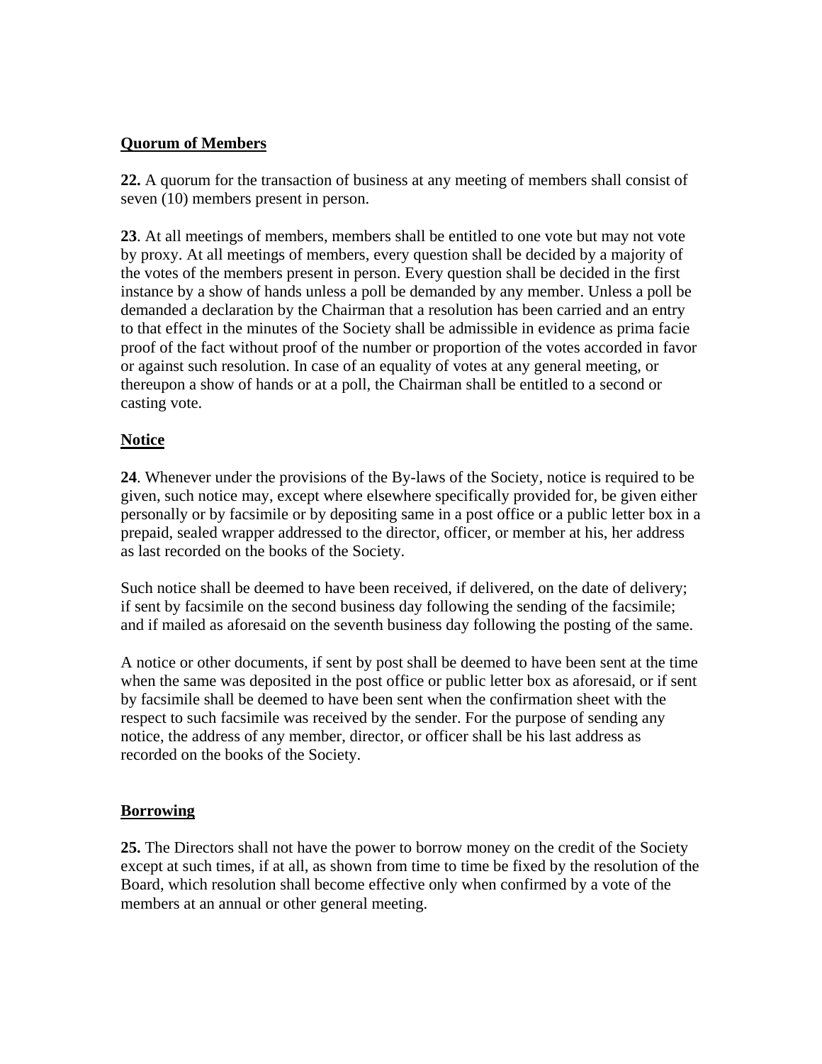## **Quorum of Members**

**22.** A quorum for the transaction of business at any meeting of members shall consist of seven (10) members present in person.

**23**. At all meetings of members, members shall be entitled to one vote but may not vote by proxy. At all meetings of members, every question shall be decided by a majority of the votes of the members present in person. Every question shall be decided in the first instance by a show of hands unless a poll be demanded by any member. Unless a poll be demanded a declaration by the Chairman that a resolution has been carried and an entry to that effect in the minutes of the Society shall be admissible in evidence as prima facie proof of the fact without proof of the number or proportion of the votes accorded in favor or against such resolution. In case of an equality of votes at any general meeting, or thereupon a show of hands or at a poll, the Chairman shall be entitled to a second or casting vote.

## **Notice**

**24**. Whenever under the provisions of the By-laws of the Society, notice is required to be given, such notice may, except where elsewhere specifically provided for, be given either personally or by facsimile or by depositing same in a post office or a public letter box in a prepaid, sealed wrapper addressed to the director, officer, or member at his, her address as last recorded on the books of the Society.

Such notice shall be deemed to have been received, if delivered, on the date of delivery; if sent by facsimile on the second business day following the sending of the facsimile; and if mailed as aforesaid on the seventh business day following the posting of the same.

A notice or other documents, if sent by post shall be deemed to have been sent at the time when the same was deposited in the post office or public letter box as aforesaid, or if sent by facsimile shall be deemed to have been sent when the confirmation sheet with the respect to such facsimile was received by the sender. For the purpose of sending any notice, the address of any member, director, or officer shall be his last address as recorded on the books of the Society.

## **Borrowing**

**25.** The Directors shall not have the power to borrow money on the credit of the Society except at such times, if at all, as shown from time to time be fixed by the resolution of the Board, which resolution shall become effective only when confirmed by a vote of the members at an annual or other general meeting.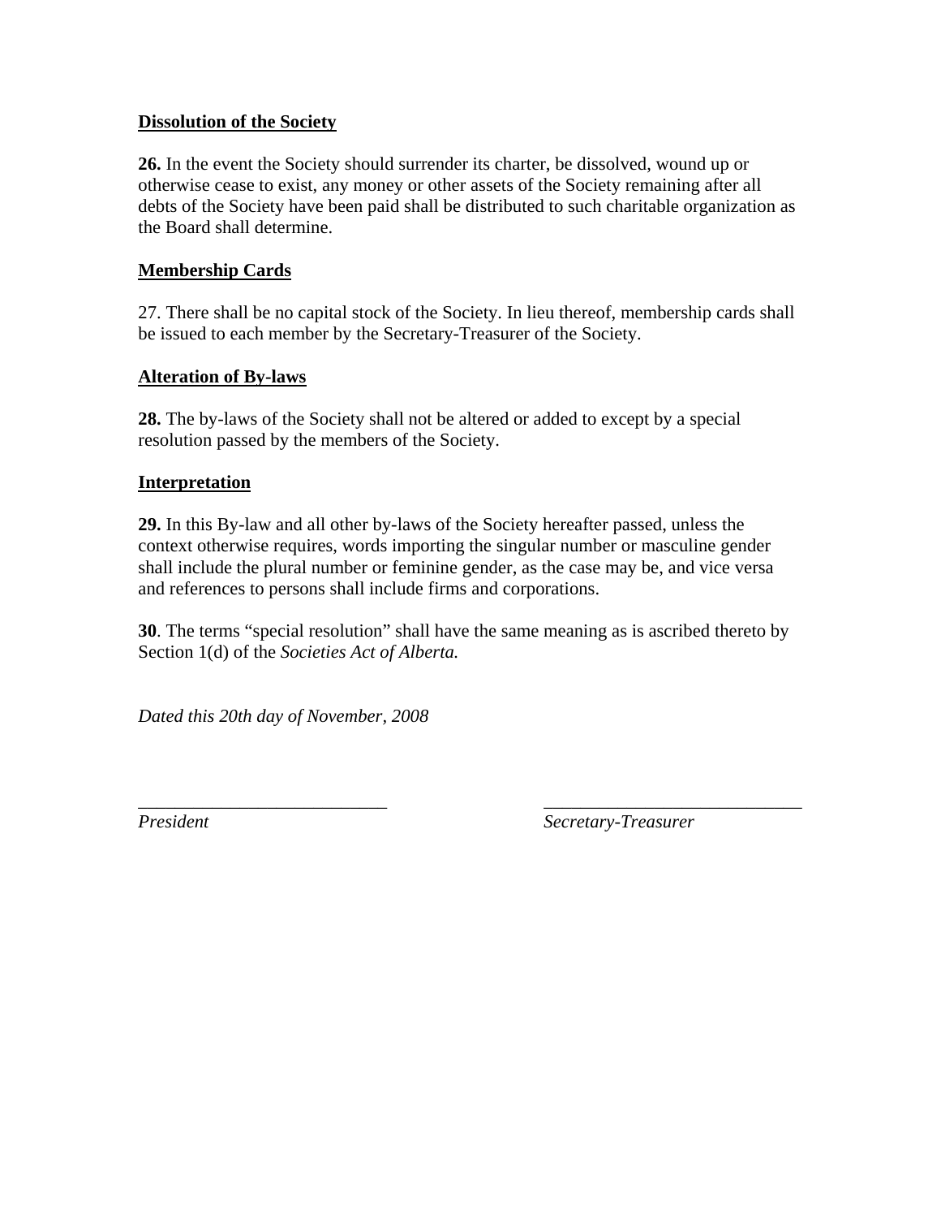**Dissolution of the Society**

**26.** In the event the Society should surrender its charter, be dissolved, wound up or otherwise cease to exist, any money or other assets of the Society remaining after all debts of the Society have been paid shall be distributed to such charitable organization as the Board shall determine.

**Membership Cards**

27. There shall be no capital stock of the Society. In lieu thereof, membership cards shall be issued to each member by the Secretary-Treasurer of the Society.

**Alteration of By-laws**

**28.** The by-laws of the Society shall not be altered or added to except by a special resolution passed by the members of the Society.

**Interpretation**

**29.** In this By-law and all other by-laws of the Society hereafter passed, unless the context otherwise requires, words importing the singular number or masculine gender shall include the plural number or feminine gender, as the case may be, and vice versa and references to persons shall include firms and corporations.

**30**. The terms "special resolution" shall have the same meaning as is ascribed thereto by Section 1(d) of the *Societies Act of Alberta.*

*Dated this 20th day of November, 2008*

\_\_\_\_\_\_\_\_\_\_\_\_\_\_\_\_\_\_\_\_\_\_\_\_\_\_\_
*President*

\_\_\_\_\_\_\_\_\_\_\_\_\_\_\_\_\_\_\_\_\_\_\_\_\_\_\_\_
*Secretary-Treasurer*